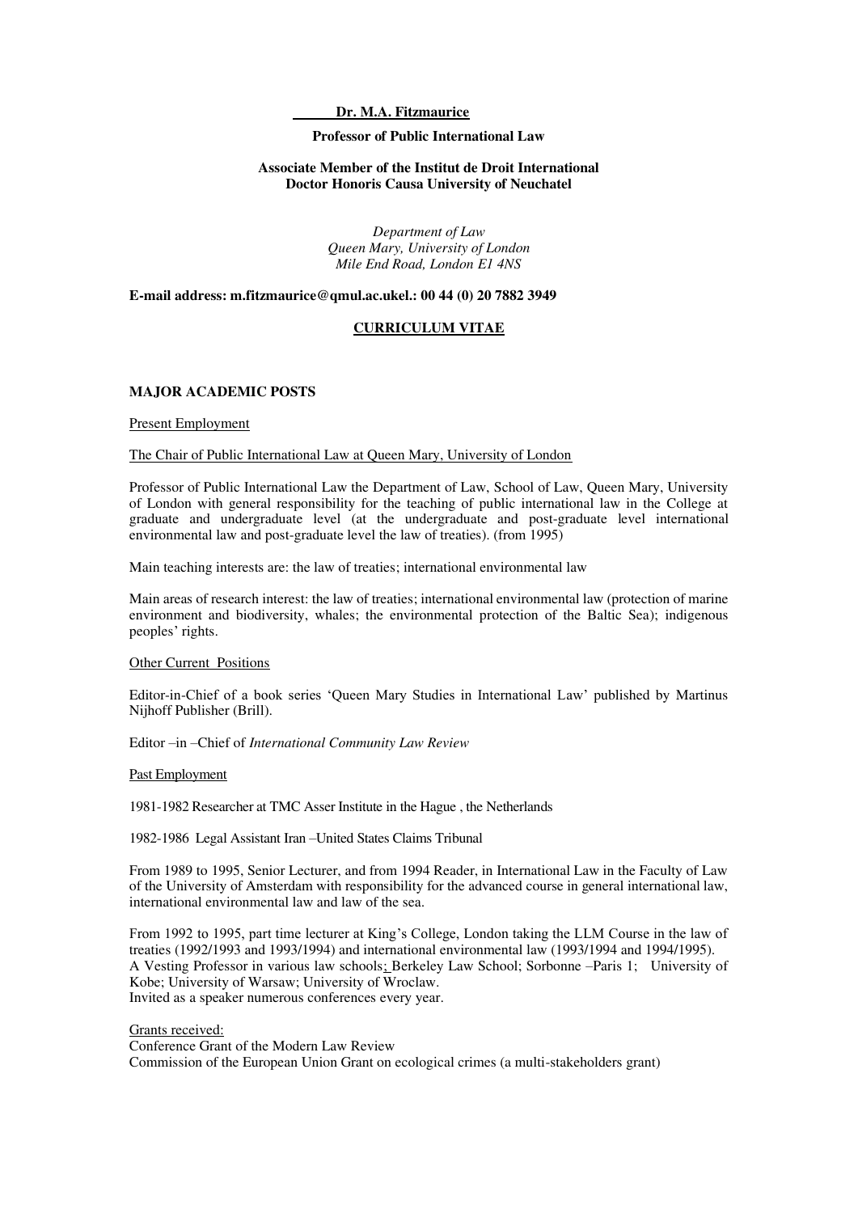**Dr. M.A. Fitzmaurice**

**Professor of Public International Law**

**Associate Member of the Institut de Droit International**
**Doctor Honoris Causa University of Neuchatel**

*Department of Law*
*Queen Mary, University of London*
*Mile End Road, London E1 4NS*

**E-mail address: m.fitzmaurice@qmul.ac.ukel.: 00 44 (0) 20 7882 3949**

## CURRICULUM VITAE

### MAJOR ACADEMIC POSTS

Present Employment

The Chair of Public International Law at Queen Mary, University of London

Professor of Public International Law the Department of Law, School of Law, Queen Mary, University of London with general responsibility for the teaching of public international law in the College at graduate and undergraduate level (at the undergraduate and post-graduate level international environmental law and post-graduate level the law of treaties). (from 1995)

Main teaching interests are: the law of treaties; international environmental law

Main areas of research interest: the law of treaties; international environmental law (protection of marine environment and biodiversity, whales; the environmental protection of the Baltic Sea); indigenous peoples' rights.

Other Current Positions

Editor-in-Chief of a book series 'Queen Mary Studies in International Law' published by Martinus Nijhoff Publisher (Brill).

Editor –in –Chief of *International Community Law Review*

Past Employment

1981-1982 Researcher at TMC Asser Institute in the Hague , the Netherlands

1982-1986 Legal Assistant Iran –United States Claims Tribunal

From 1989 to 1995, Senior Lecturer, and from 1994 Reader, in International Law in the Faculty of Law of the University of Amsterdam with responsibility for the advanced course in general international law, international environmental law and law of the sea.

From 1992 to 1995, part time lecturer at King's College, London taking the LLM Course in the law of treaties (1992/1993 and 1993/1994) and international environmental law (1993/1994 and 1994/1995).
A Vesting Professor in various law schools; Berkeley Law School; Sorbonne –Paris 1; University of Kobe; University of Warsaw; University of Wroclaw.
Invited as a speaker numerous conferences every year.

Grants received:
Conference Grant of the Modern Law Review
Commission of the European Union Grant on ecological crimes (a multi-stakeholders grant)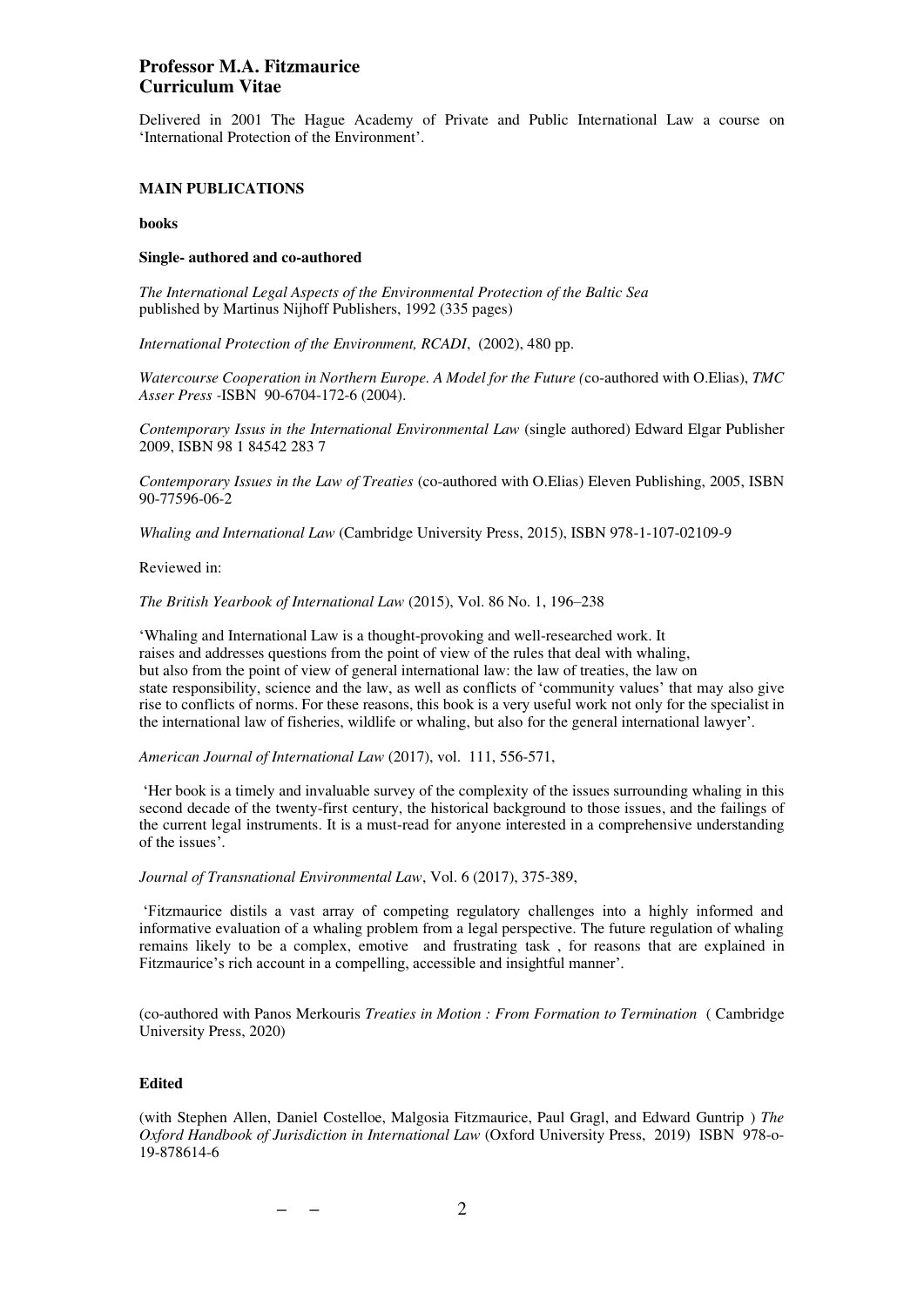Delivered in 2001 The Hague Academy of Private and Public International Law a course on 'International Protection of the Environment'.

### MAIN PUBLICATIONS

**books**

**Single- authored and co-authored**

*The International Legal Aspects of the Environmental Protection of the Baltic Sea*
published by Martinus Nijhoff Publishers, 1992 (335 pages)

*International Protection of the Environment, RCADI*, (2002), 480 pp.

*Watercourse Cooperation in Northern Europe. A Model for the Future (*co-authored with O.Elias), *TMC Asser Press* -ISBN 90-6704-172-6 (2004).

*Contemporary Issus in the International Environmental Law* (single authored) Edward Elgar Publisher 2009, ISBN 98 1 84542 283 7

*Contemporary Issues in the Law of Treaties* (co-authored with O.Elias) Eleven Publishing, 2005, ISBN 90-77596-06-2

*Whaling and International Law* (Cambridge University Press, 2015), ISBN 978-1-107-02109-9

Reviewed in:

*The British Yearbook of International Law* (2015), Vol. 86 No. 1, 196–238

'Whaling and International Law is a thought-provoking and well-researched work. It raises and addresses questions from the point of view of the rules that deal with whaling, but also from the point of view of general international law: the law of treaties, the law on state responsibility, science and the law, as well as conflicts of 'community values' that may also give rise to conflicts of norms. For these reasons, this book is a very useful work not only for the specialist in the international law of fisheries, wildlife or whaling, but also for the general international lawyer'.

*American Journal of International Law* (2017), vol. 111, 556-571,

'Her book is a timely and invaluable survey of the complexity of the issues surrounding whaling in this second decade of the twenty-first century, the historical background to those issues, and the failings of the current legal instruments. It is a must-read for anyone interested in a comprehensive understanding of the issues'.

*Journal of Transnational Environmental Law*, Vol. 6 (2017), 375-389,

'Fitzmaurice distils a vast array of competing regulatory challenges into a highly informed and informative evaluation of a whaling problem from a legal perspective. The future regulation of whaling remains likely to be a complex, emotive and frustrating task , for reasons that are explained in Fitzmaurice's rich account in a compelling, accessible and insightful manner'.

(co-authored with Panos Merkouris *Treaties in Motion : From Formation to Termination* ( Cambridge University Press, 2020)

**Edited**

(with Stephen Allen, Daniel Costelloe, Malgosia Fitzmaurice, Paul Gragl, and Edward Guntrip ) *The Oxford Handbook of Jurisdiction in International Law* (Oxford University Press, 2019) ISBN 978-o-19-878614-6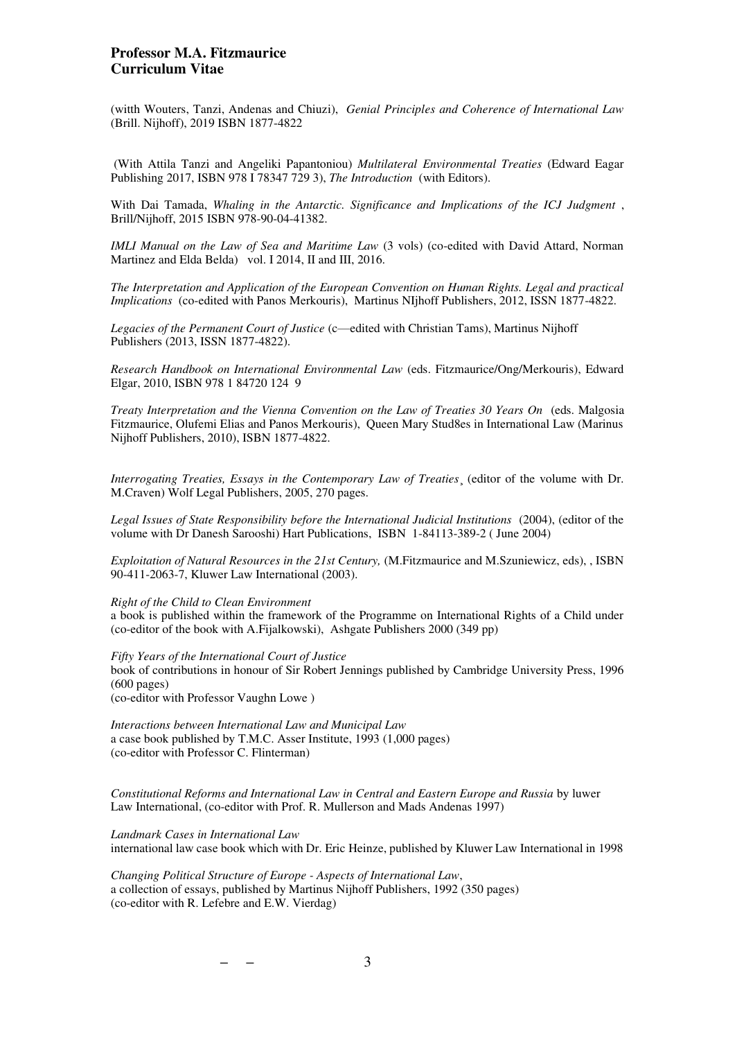(witth Wouters, Tanzi, Andenas and Chiuzi), *Genial Principles and Coherence of International Law* (Brill. Nijhoff), 2019 ISBN 1877-4822

(With Attila Tanzi and Angeliki Papantoniou) *Multilateral Environmental Treaties* (Edward Eagar Publishing 2017, ISBN 978 I 78347 729 3), *The Introduction* (with Editors).

With Dai Tamada, *Whaling in the Antarctic. Significance and Implications of the ICJ Judgment* , Brill/Nijhoff, 2015 ISBN 978-90-04-41382.

*IMLI Manual on the Law of Sea and Maritime Law* (3 vols) (co-edited with David Attard, Norman Martinez and Elda Belda) vol. I 2014, II and III, 2016.

*The Interpretation and Application of the European Convention on Human Rights. Legal and practical Implications* (co-edited with Panos Merkouris), Martinus NIjhoff Publishers, 2012, ISSN 1877-4822.

*Legacies of the Permanent Court of Justice* (c—edited with Christian Tams), Martinus Nijhoff Publishers (2013, ISSN 1877-4822).

*Research Handbook on International Environmental Law* (eds. Fitzmaurice/Ong/Merkouris), Edward Elgar, 2010, ISBN 978 1 84720 124 9

*Treaty Interpretation and the Vienna Convention on the Law of Treaties 30 Years On* (eds. Malgosia Fitzmaurice, Olufemi Elias and Panos Merkouris), Queen Mary Stud8es in International Law (Marinus Nijhoff Publishers, 2010), ISBN 1877-4822.

*Interrogating Treaties, Essays in the Contemporary Law of Treaties*¸ (editor of the volume with Dr. M.Craven) Wolf Legal Publishers, 2005, 270 pages.

*Legal Issues of State Responsibility before the International Judicial Institutions* (2004), (editor of the volume with Dr Danesh Sarooshi) Hart Publications, ISBN 1-84113-389-2 ( June 2004)

*Exploitation of Natural Resources in the 21st Century,* (M.Fitzmaurice and M.Szuniewicz, eds), , ISBN 90-411-2063-7, Kluwer Law International (2003).

*Right of the Child to Clean Environment*
a book is published within the framework of the Programme on International Rights of a Child under (co-editor of the book with A.Fijalkowski), Ashgate Publishers 2000 (349 pp)

*Fifty Years of the International Court of Justice*
book of contributions in honour of Sir Robert Jennings published by Cambridge University Press, 1996 (600 pages)
(co-editor with Professor Vaughn Lowe )

*Interactions between International Law and Municipal Law*
a case book published by T.M.C. Asser Institute, 1993 (1,000 pages)
(co-editor with Professor C. Flinterman)

*Constitutional Reforms and International Law in Central and Eastern Europe and Russia* by luwer Law International, (co-editor with Prof. R. Mullerson and Mads Andenas 1997)

*Landmark Cases in International Law*
international law case book which with Dr. Eric Heinze, published by Kluwer Law International in 1998

*Changing Political Structure of Europe - Aspects of International Law*,
a collection of essays, published by Martinus Nijhoff Publishers, 1992 (350 pages)
(co-editor with R. Lefebre and E.W. Vierdag)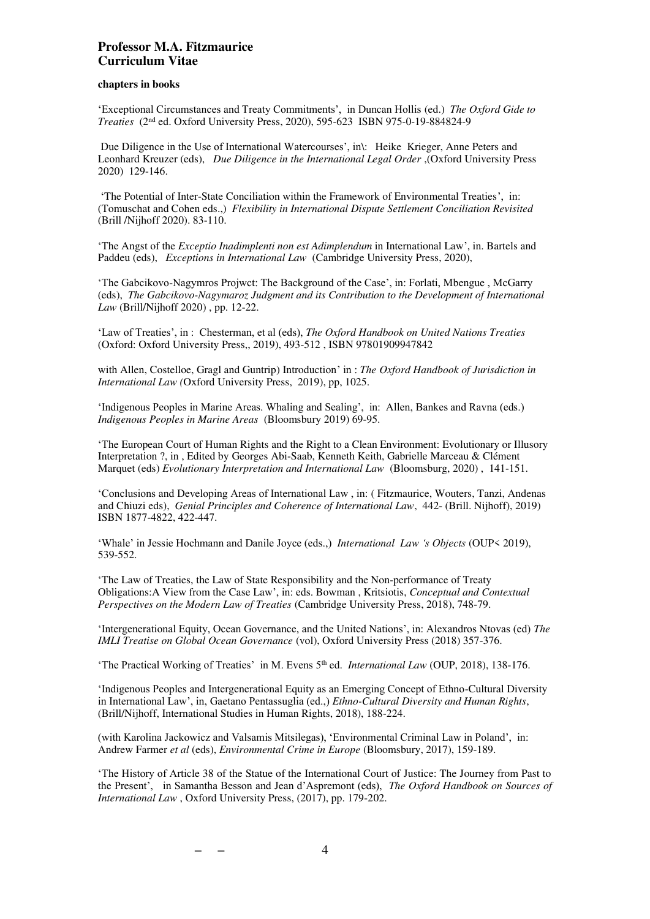**Professor M.A. Fitzmaurice**
**Curriculum Vitae**

**chapters in books**

'Exceptional Circumstances and Treaty Commitments', in Duncan Hollis (ed.) *The Oxford Gide to Treaties* (2nd ed. Oxford University Press, 2020), 595-623 ISBN 975-0-19-884824-9

Due Diligence in the Use of International Watercourses', in\: Heike Krieger, Anne Peters and Leonhard Kreuzer (eds), *Due Diligence in the International Legal Order* ,(Oxford University Press 2020) 129-146.

'The Potential of Inter-State Conciliation within the Framework of Environmental Treaties', in: (Tomuschat and Cohen eds.,) *Flexibility in International Dispute Settlement Conciliation Revisited* (Brill /Nijhoff 2020). 83-110.

'The Angst of the *Exceptio Inadimplenti non est Adimplendum* in International Law', in. Bartels and Paddeu (eds), *Exceptions in International Law* (Cambridge University Press, 2020),

'The Gabcikovo-Nagymros Projwct: The Background of the Case', in: Forlati, Mbengue , McGarry (eds), *The Gabcikovo-Nagymaroz Judgment and its Contribution to the Development of International Law* (Brill/Nijhoff 2020) , pp. 12-22.

'Law of Treaties', in : Chesterman, et al (eds), *The Oxford Handbook on United Nations Treaties* (Oxford: Oxford University Press,, 2019), 493-512 , ISBN 97801909947842

with Allen, Costelloe, Gragl and Guntrip) Introduction' in : *The Oxford Handbook of Jurisdiction in International Law (*Oxford University Press, 2019), pp, 1025.

'Indigenous Peoples in Marine Areas. Whaling and Sealing', in: Allen, Bankes and Ravna (eds.) *Indigenous Peoples in Marine Areas* (Bloomsbury 2019) 69-95.

'The European Court of Human Rights and the Right to a Clean Environment: Evolutionary or Illusory Interpretation ?, in , Edited by Georges Abi-Saab, Kenneth Keith, Gabrielle Marceau & Clément Marquet (eds) *Evolutionary Interpretation and International Law* (Bloomsburg, 2020) , 141-151.

'Conclusions and Developing Areas of International Law , in: ( Fitzmaurice, Wouters, Tanzi, Andenas and Chiuzi eds), *Genial Principles and Coherence of International Law*, 442- (Brill. Nijhoff), 2019) ISBN 1877-4822, 422-447.

'Whale' in Jessie Hochmann and Danile Joyce (eds.,) *International Law 's Objects* (OUP< 2019), 539-552.

'The Law of Treaties, the Law of State Responsibility and the Non-performance of Treaty Obligations:A View from the Case Law', in: eds. Bowman , Kritsiotis, *Conceptual and Contextual Perspectives on the Modern Law of Treaties* (Cambridge University Press, 2018), 748-79.

'Intergenerational Equity, Ocean Governance, and the United Nations', in: Alexandros Ntovas (ed) *The IMLI Treatise on Global Ocean Governance* (vol), Oxford University Press (2018) 357-376.

'The Practical Working of Treaties' in M. Evens 5th ed. *International Law* (OUP, 2018), 138-176.

'Indigenous Peoples and Intergenerational Equity as an Emerging Concept of Ethno-Cultural Diversity in International Law', in, Gaetano Pentassuglia (ed.,) *Ethno-Cultural Diversity and Human Rights*, (Brill/Nijhoff, International Studies in Human Rights, 2018), 188-224.

(with Karolina Jackowicz and Valsamis Mitsilegas), 'Environmental Criminal Law in Poland', in: Andrew Farmer *et al* (eds), *Environmental Crime in Europe* (Bloomsbury, 2017), 159-189.

'The History of Article 38 of the Statue of the International Court of Justice: The Journey from Past to the Present', in Samantha Besson and Jean d'Aspremont (eds), *The Oxford Handbook on Sources of International Law* , Oxford University Press, (2017), pp. 179-202.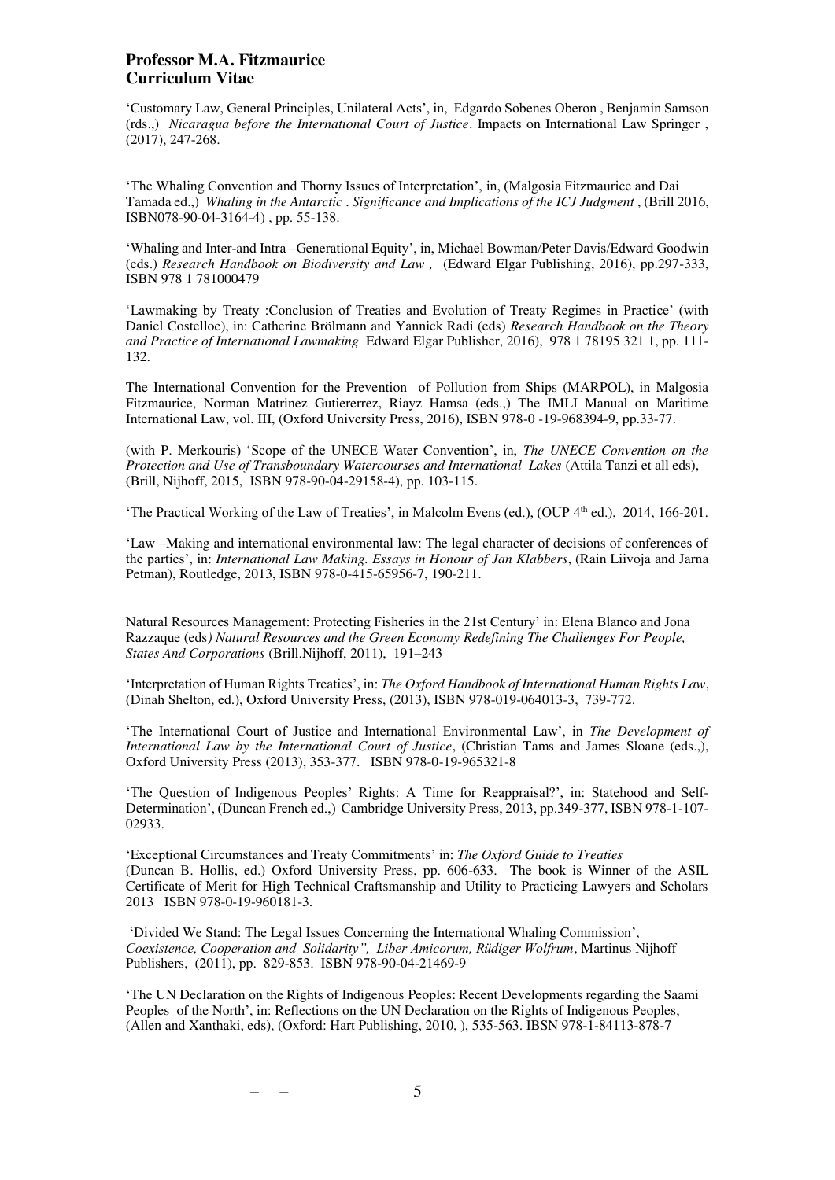**Professor M.A. Fitzmaurice**
**Curriculum Vitae**

'Customary Law, General Principles, Unilateral Acts', in, Edgardo Sobenes Oberon , Benjamin Samson (rds.,) *Nicaragua before the International Court of Justice*. Impacts on International Law Springer , (2017), 247-268.

'The Whaling Convention and Thorny Issues of Interpretation', in, (Malgosia Fitzmaurice and Dai Tamada ed.,) *Whaling in the Antarctic . Significance and Implications of the ICJ Judgment* , (Brill 2016, ISBN078-90-04-3164-4) , pp. 55-138.

'Whaling and Inter-and Intra –Generational Equity', in, Michael Bowman/Peter Davis/Edward Goodwin (eds.) *Research Handbook on Biodiversity and Law ,* (Edward Elgar Publishing, 2016), pp.297-333, ISBN 978 1 781000479

'Lawmaking by Treaty :Conclusion of Treaties and Evolution of Treaty Regimes in Practice' (with Daniel Costelloe), in: Catherine Brölmann and Yannick Radi (eds) *Research Handbook on the Theory and Practice of International Lawmaking* Edward Elgar Publisher, 2016), 978 1 78195 321 1, pp. 111-132.

The International Convention for the Prevention of Pollution from Ships (MARPOL), in Malgosia Fitzmaurice, Norman Matrinez Gutiererrez, Riayz Hamsa (eds.,) The IMLI Manual on Maritime International Law, vol. III, (Oxford University Press, 2016), ISBN 978-0 -19-968394-9, pp.33-77.

(with P. Merkouris) 'Scope of the UNECE Water Convention', in, *The UNECE Convention on the Protection and Use of Transboundary Watercourses and International Lakes* (Attila Tanzi et all eds), (Brill, Nijhoff, 2015, ISBN 978-90-04-29158-4), pp. 103-115.

'The Practical Working of the Law of Treaties', in Malcolm Evens (ed.), (OUP 4th ed.), 2014, 166-201.

'Law –Making and international environmental law: The legal character of decisions of conferences of the parties', in: *International Law Making. Essays in Honour of Jan Klabbers*, (Rain Liivoja and Jarna Petman), Routledge, 2013, ISBN 978-0-415-65956-7, 190-211.

Natural Resources Management: Protecting Fisheries in the 21st Century' in: Elena Blanco and Jona Razzaque (eds*) Natural Resources and the Green Economy Redefining The Challenges For People, States And Corporations* (Brill.Nijhoff, 2011), 191–243

'Interpretation of Human Rights Treaties', in: *The Oxford Handbook of International Human Rights Law*, (Dinah Shelton, ed.), Oxford University Press, (2013), ISBN 978-019-064013-3, 739-772.

'The International Court of Justice and International Environmental Law', in *The Development of International Law by the International Court of Justice*, (Christian Tams and James Sloane (eds.,), Oxford University Press (2013), 353-377. ISBN 978-0-19-965321-8

'The Question of Indigenous Peoples' Rights: A Time for Reappraisal?', in: Statehood and Self-Determination', (Duncan French ed.,) Cambridge University Press, 2013, pp.349-377, ISBN 978-1-107-02933.

'Exceptional Circumstances and Treaty Commitments' in: *The Oxford Guide to Treaties* (Duncan B. Hollis, ed.) Oxford University Press, pp. 606-633. The book is Winner of the ASIL Certificate of Merit for High Technical Craftsmanship and Utility to Practicing Lawyers and Scholars 2013 ISBN 978-0-19-960181-3.

'Divided We Stand: The Legal Issues Concerning the International Whaling Commission', *Coexistence, Cooperation and Solidarity", Liber Amicorum, Rüdiger Wolfrum*, Martinus Nijhoff Publishers, (2011), pp. 829-853. ISBN 978-90-04-21469-9

'The UN Declaration on the Rights of Indigenous Peoples: Recent Developments regarding the Saami Peoples of the North', in: Reflections on the UN Declaration on the Rights of Indigenous Peoples, (Allen and Xanthaki, eds), (Oxford: Hart Publishing, 2010, ), 535-563. IBSN 978-1-84113-878-7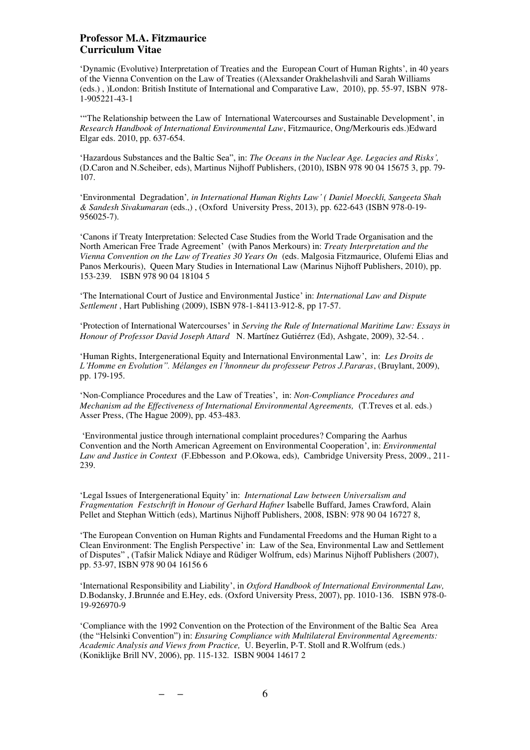**Professor M.A. Fitzmaurice**
**Curriculum Vitae**

'Dynamic (Evolutive) Interpretation of Treaties and the European Court of Human Rights', in 40 years of the Vienna Convention on the Law of Treaties ((Alexsander Orakhelashvili and Sarah Williams (eds.) , )London: British Institute of International and Comparative Law, 2010), pp. 55-97, ISBN 978-1-905221-43-1

'"The Relationship between the Law of International Watercourses and Sustainable Development', in *Research Handbook of International Environmental Law*, Fitzmaurice, Ong/Merkouris eds.)Edward Elgar eds. 2010, pp. 637-654.

'Hazardous Substances and the Baltic Sea", in: *The Oceans in the Nuclear Age. Legacies and Risks',* (D.Caron and N.Scheiber, eds), Martinus Nijhoff Publishers, (2010), ISBN 978 90 04 15675 3, pp. 79-107.

'Environmental Degradation'*, in International Human Rights Law' ( Daniel Moeckli, Sangeeta Shah & Sandesh Sivakumaran* (eds.,) , (Oxford University Press, 2013), pp. 622-643 (ISBN 978-0-19-956025-7).

'Canons if Treaty Interpretation: Selected Case Studies from the World Trade Organisation and the North American Free Trade Agreement' (with Panos Merkours) in: *Treaty Interpretation and the Vienna Convention on the Law of Treaties 30 Years On* (eds. Malgosia Fitzmaurice, Olufemi Elias and Panos Merkouris), Queen Mary Studies in International Law (Marinus Nijhoff Publishers, 2010), pp. 153-239. ISBN 978 90 04 18104 5

'The International Court of Justice and Environmental Justice' in: *International Law and Dispute Settlement* , Hart Publishing (2009), ISBN 978-1-84113-912-8, pp 17-57.

'Protection of International Watercourses' in *Serving the Rule of International Maritime Law: Essays in Honour of Professor David Joseph Attard* N. Martínez Gutiérrez (Ed), Ashgate, 2009), 32-54. .

'Human Rights, Intergenerational Equity and International Environmental Law', in: *Les Droits de L'Homme en Evolution". Mélanges en l'hnonneur du professeur Petros J.Pararas*, (Bruylant, 2009), pp. 179-195.

'Non-Compliance Procedures and the Law of Treaties', in: *Non-Compliance Procedures and Mechanism ad the Effectiveness of International Environmental Agreements,* (T.Treves et al. eds.) Asser Press, (The Hague 2009), pp. 453-483.

'Environmental justice through international complaint procedures? Comparing the Aarhus Convention and the North American Agreement on Environmental Cooperation', in: *Environmental Law and Justice in Context* (F.Ebbesson and P.Okowa, eds), Cambridge University Press, 2009., 211-239.

'Legal Issues of Intergenerational Equity' in: *International Law between Universalism and Fragmentation Festschrift in Honour of Gerhard Hafner* Isabelle Buffard, James Crawford, Alain Pellet and Stephan Wittich (eds), Martinus Nijhoff Publishers, 2008, ISBN: 978 90 04 16727 8,

'The European Convention on Human Rights and Fundamental Freedoms and the Human Right to a Clean Environment: The English Perspective' in: Law of the Sea, Environmental Law and Settlement of Disputes" , (Tafsir Malick Ndiaye and Rüdiger Wolfrum, eds) Marinus Nijhoff Publishers (2007), pp. 53-97, ISBN 978 90 04 16156 6

'International Responsibility and Liability', in *Oxford Handbook of International Environmental Law,* D.Bodansky, J.Brunnée and E.Hey, eds. (Oxford University Press, 2007), pp. 1010-136. ISBN 978-0-19-926970-9

'Compliance with the 1992 Convention on the Protection of the Environment of the Baltic Sea Area (the "Helsinki Convention") in: *Ensuring Compliance with Multilateral Environmental Agreements: Academic Analysis and Views from Practice,* U. Beyerlin, P-T. Stoll and R.Wolfrum (eds.) (Koniklijke Brill NV, 2006), pp. 115-132. ISBN 9004 14617 2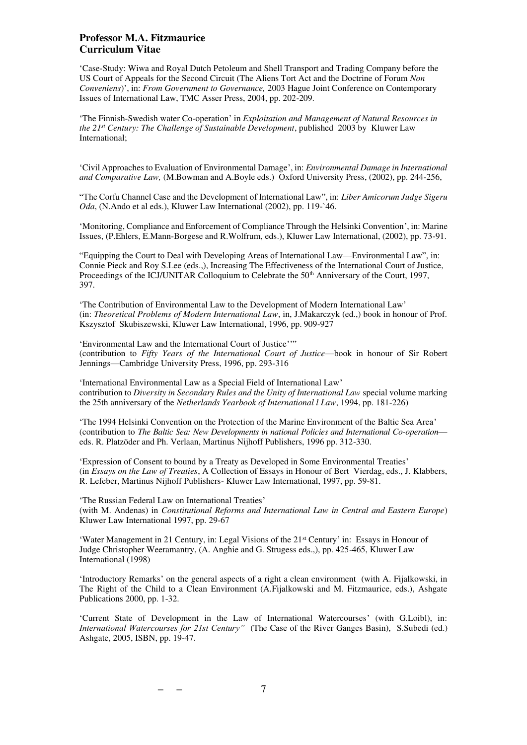**Professor M.A. Fitzmaurice**
**Curriculum Vitae**

'Case-Study: Wiwa and Royal Dutch Petoleum and Shell Transport and Trading Company before the US Court of Appeals for the Second Circuit (The Aliens Tort Act and the Doctrine of Forum *Non Conveniens*)', in: *From Government to Governance,* 2003 Hague Joint Conference on Contemporary Issues of International Law, TMC Asser Press, 2004, pp. 202-209.

'The Finnish-Swedish water Co-operation' in *Exploitation and Management of Natural Resources in the 21st Century: The Challenge of Sustainable Development*, published 2003 by Kluwer Law International;

'Civil Approaches to Evaluation of Environmental Damage', in: *Environmental Damage in International and Comparative Law,* (M.Bowman and A.Boyle eds.) Oxford University Press, (2002), pp. 244-256,

"The Corfu Channel Case and the Development of International Law", in: *Liber Amicorum Judge Sigeru Oda*, (N.Ando et al eds.), Kluwer Law International (2002), pp. 119-`46.

'Monitoring, Compliance and Enforcement of Compliance Through the Helsinki Convention', in: Marine Issues, (P.Ehlers, E.Mann-Borgese and R.Wolfrum, eds.), Kluwer Law International, (2002), pp. 73-91.

"Equipping the Court to Deal with Developing Areas of International Law—Environmental Law", in: Connie Pieck and Roy S.Lee (eds.,), Increasing The Effectiveness of the International Court of Justice, Proceedings of the ICJ/UNITAR Colloquium to Celebrate the 50th Anniversary of the Court, 1997, 397.

'The Contribution of Environmental Law to the Development of Modern International Law' (in: *Theoretical Problems of Modern International Law*, in, J.Makarczyk (ed.,) book in honour of Prof. Kszysztof Skubiszewski, Kluwer Law International, 1996, pp. 909-927

'Environmental Law and the International Court of Justice''"
(contribution to *Fifty Years of the International Court of Justice*—book in honour of Sir Robert Jennings—Cambridge University Press, 1996, pp. 293-316

'International Environmental Law as a Special Field of International Law'
contribution to *Diversity in Secondary Rules and the Unity of International Law* special volume marking the 25th anniversary of the *Netherlands Yearbook of International l Law*, 1994, pp. 181-226)

'The 1994 Helsinki Convention on the Protection of the Marine Environment of the Baltic Sea Area' (contribution to *The Baltic Sea: New Developments in national Policies and International Co-operation*—eds. R. Platzöder and Ph. Verlaan, Martinus Nijhoff Publishers, 1996 pp. 312-330.

'Expression of Consent to bound by a Treaty as Developed in Some Environmental Treaties'
(in *Essays on the Law of Treaties*, A Collection of Essays in Honour of Bert Vierdag, eds., J. Klabbers, R. Lefeber, Martinus Nijhoff Publishers- Kluwer Law International, 1997, pp. 59-81.

'The Russian Federal Law on International Treaties'
(with M. Andenas) in *Constitutional Reforms and International Law in Central and Eastern Europe*) Kluwer Law International 1997, pp. 29-67

'Water Management in 21 Century, in: Legal Visions of the 21st Century' in: Essays in Honour of Judge Christopher Weeramantry, (A. Anghie and G. Strugess eds.,), pp. 425-465, Kluwer Law International (1998)

'Introductory Remarks' on the general aspects of a right a clean environment (with A. Fijalkowski, in The Right of the Child to a Clean Environment (A.Fijalkowski and M. Fitzmaurice, eds.), Ashgate Publications 2000, pp. 1-32.

'Current State of Development in the Law of International Watercourses' (with G.Loibl), in: *International Watercourses for 21st Century"* (The Case of the River Ganges Basin), S.Subedi (ed.) Ashgate, 2005, ISBN, pp. 19-47.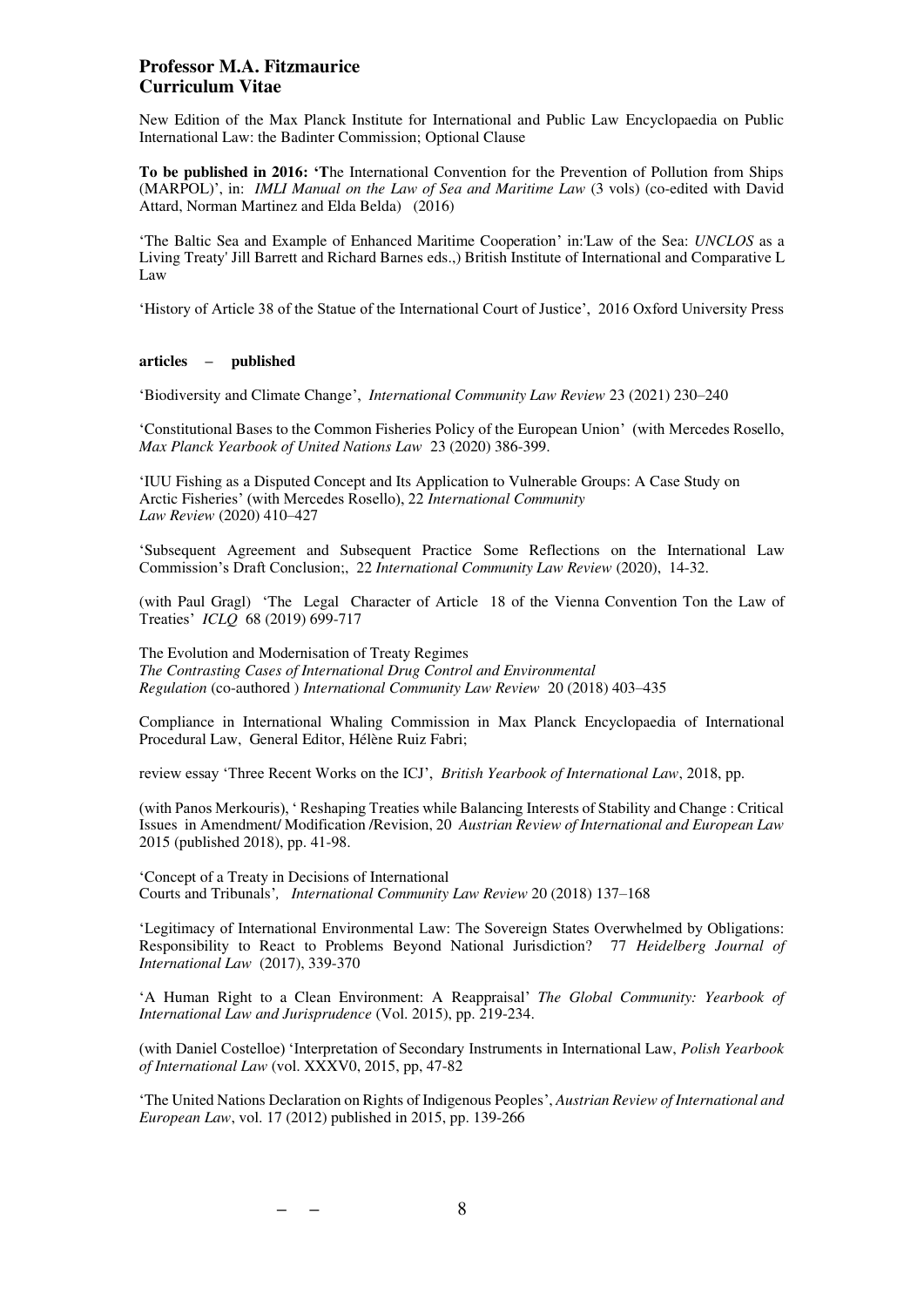**Professor M.A. Fitzmaurice**
**Curriculum Vitae**

New Edition of the Max Planck Institute for International and Public Law Encyclopaedia on Public International Law: the Badinter Commission; Optional Clause

**To be published in 2016: 'T**he International Convention for the Prevention of Pollution from Ships (MARPOL)', in: *IMLI Manual on the Law of Sea and Maritime Law* (3 vols) (co-edited with David Attard, Norman Martinez and Elda Belda) (2016)

'The Baltic Sea and Example of Enhanced Maritime Cooperation' in:'Law of the Sea: *UNCLOS* as a Living Treaty' Jill Barrett and Richard Barnes eds.,) British Institute of International and Comparative L Law

'History of Article 38 of the Statue of the International Court of Justice', 2016 Oxford University Press

**articles – published**

'Biodiversity and Climate Change', *International Community Law Review* 23 (2021) 230–240

'Constitutional Bases to the Common Fisheries Policy of the European Union' (with Mercedes Rosello, *Max Planck Yearbook of United Nations Law* 23 (2020) 386-399.

'IUU Fishing as a Disputed Concept and Its Application to Vulnerable Groups: A Case Study on Arctic Fisheries' (with Mercedes Rosello), 22 *International Community Law Review* (2020) 410–427

'Subsequent Agreement and Subsequent Practice Some Reflections on the International Law Commission's Draft Conclusion;, 22 *International Community Law Review* (2020), 14-32.

(with Paul Gragl) 'The Legal Character of Article 18 of the Vienna Convention Ton the Law of Treaties' *ICLQ* 68 (2019) 699-717

The Evolution and Modernisation of Treaty Regimes
*The Contrasting Cases of International Drug Control and Environmental Regulation* (co-authored ) *International Community Law Review* 20 (2018) 403–435

Compliance in International Whaling Commission in Max Planck Encyclopaedia of International Procedural Law, General Editor, Hélène Ruiz Fabri;

review essay 'Three Recent Works on the ICJ', *British Yearbook of International Law*, 2018, pp.

(with Panos Merkouris), ' Reshaping Treaties while Balancing Interests of Stability and Change : Critical Issues in Amendment/ Modification /Revision, 20 *Austrian Review of International and European Law* 2015 (published 2018), pp. 41-98.

'Concept of a Treaty in Decisions of International Courts and Tribunals'*, International Community Law Review* 20 (2018) 137–168

'Legitimacy of International Environmental Law: The Sovereign States Overwhelmed by Obligations: Responsibility to React to Problems Beyond National Jurisdiction? 77 *Heidelberg Journal of International Law* (2017), 339-370

'A Human Right to a Clean Environment: A Reappraisal' *The Global Community: Yearbook of International Law and Jurisprudence* (Vol. 2015), pp. 219-234.

(with Daniel Costelloe) 'Interpretation of Secondary Instruments in International Law, *Polish Yearbook of International Law* (vol. XXXV0, 2015, pp, 47-82

'The United Nations Declaration on Rights of Indigenous Peoples', *Austrian Review of International and European Law*, vol. 17 (2012) published in 2015, pp. 139-266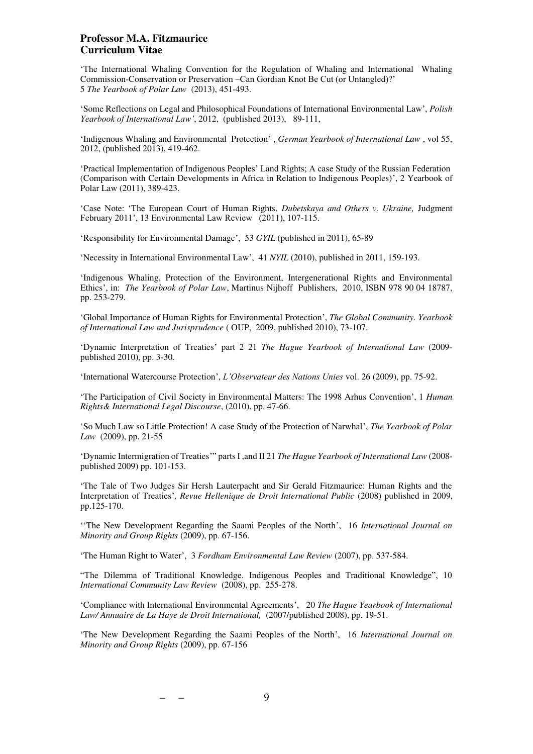**Professor M.A. Fitzmaurice**
**Curriculum Vitae**

'The International Whaling Convention for the Regulation of Whaling and International Whaling Commission-Conservation or Preservation –Can Gordian Knot Be Cut (or Untangled)?' 5 *The Yearbook of Polar Law* (2013), 451-493.

'Some Reflections on Legal and Philosophical Foundations of International Environmental Law', *Polish Yearbook of International Law'*, 2012, (published 2013), 89-111,

'Indigenous Whaling and Environmental Protection' , *German Yearbook of International Law* , vol 55, 2012, (published 2013), 419-462.

'Practical Implementation of Indigenous Peoples' Land Rights; A case Study of the Russian Federation (Comparison with Certain Developments in Africa in Relation to Indigenous Peoples)', 2 Yearbook of Polar Law (2011), 389-423.

'Case Note: 'The European Court of Human Rights, *Dubetskaya and Others v. Ukraine,* Judgment February 2011', 13 Environmental Law Review (2011), 107-115.

'Responsibility for Environmental Damage', 53 *GYIL* (published in 2011), 65-89

'Necessity in International Environmental Law', 41 *NYIL* (2010), published in 2011, 159-193.

'Indigenous Whaling, Protection of the Environment, Intergenerational Rights and Environmental Ethics', in: *The Yearbook of Polar Law*, Martinus Nijhoff Publishers, 2010, ISBN 978 90 04 18787, pp. 253-279.

'Global Importance of Human Rights for Environmental Protection', *The Global Community. Yearbook of International Law and Jurisprudence* ( OUP, 2009, published 2010), 73-107.

'Dynamic Interpretation of Treaties' part 2 21 *The Hague Yearbook of International Law* (2009-published 2010), pp. 3-30.

'International Watercourse Protection', *L'Observateur des Nations Unies* vol. 26 (2009), pp. 75-92.

'The Participation of Civil Society in Environmental Matters: The 1998 Arhus Convention', 1 *Human Rights& International Legal Discourse*, (2010), pp. 47-66.

'So Much Law so Little Protection! A case Study of the Protection of Narwhal', *The Yearbook of Polar Law* (2009), pp. 21-55

'Dynamic Intermigration of Treaties'" parts I ,and II 21 *The Hague Yearbook of International Law* (2008-published 2009) pp. 101-153.

'The Tale of Two Judges Sir Hersh Lauterpacht and Sir Gerald Fitzmaurice: Human Rights and the Interpretation of Treaties'*, Revue Hellenique de Droit International Public* (2008) published in 2009, pp.125-170.

''The New Development Regarding the Saami Peoples of the North', 16 *International Journal on Minority and Group Rights* (2009), pp. 67-156.

'The Human Right to Water', 3 *Fordham Environmental Law Review* (2007), pp. 537-584.

"The Dilemma of Traditional Knowledge. Indigenous Peoples and Traditional Knowledge", 10 *International Community Law Review* (2008), pp. 255-278.

'Compliance with International Environmental Agreements', 20 *The Hague Yearbook of International Law/ Annuaire de La Haye de Droit International,* (2007/published 2008), pp. 19-51.

'The New Development Regarding the Saami Peoples of the North', 16 *International Journal on Minority and Group Rights* (2009), pp. 67-156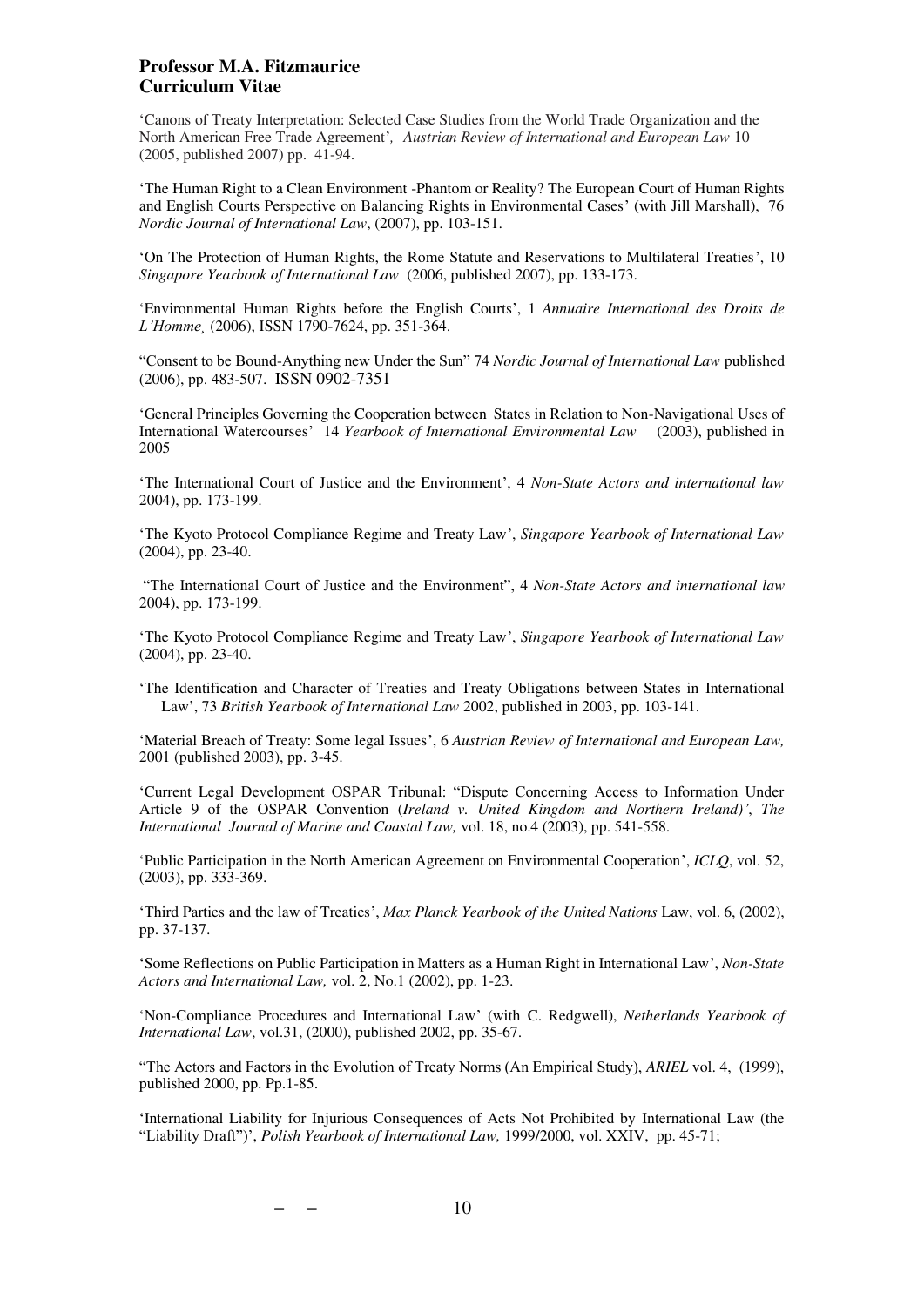**Professor M.A. Fitzmaurice**
**Curriculum Vitae**

'Canons of Treaty Interpretation: Selected Case Studies from the World Trade Organization and the North American Free Trade Agreement', *Austrian Review of International and European Law* 10 (2005, published 2007) pp. 41-94.

'The Human Right to a Clean Environment -Phantom or Reality? The European Court of Human Rights and English Courts Perspective on Balancing Rights in Environmental Cases' (with Jill Marshall), 76 *Nordic Journal of International Law*, (2007), pp. 103-151.

'On The Protection of Human Rights, the Rome Statute and Reservations to Multilateral Treaties', 10 *Singapore Yearbook of International Law* (2006, published 2007), pp. 133-173.

'Environmental Human Rights before the English Courts', 1 *Annuaire International des Droits de L'Homme¸* (2006), ISSN 1790-7624, pp. 351-364.

"Consent to be Bound-Anything new Under the Sun" 74 *Nordic Journal of International Law* published (2006), pp. 483-507. ISSN 0902-7351

'General Principles Governing the Cooperation between States in Relation to Non-Navigational Uses of International Watercourses' 14 *Yearbook of International Environmental Law* (2003), published in 2005

'The International Court of Justice and the Environment', 4 *Non-State Actors and international law* 2004), pp. 173-199.

'The Kyoto Protocol Compliance Regime and Treaty Law', *Singapore Yearbook of International Law* (2004), pp. 23-40.

"The International Court of Justice and the Environment", 4 *Non-State Actors and international law* 2004), pp. 173-199.

'The Kyoto Protocol Compliance Regime and Treaty Law', *Singapore Yearbook of International Law* (2004), pp. 23-40.

'The Identification and Character of Treaties and Treaty Obligations between States in International Law', 73 *British Yearbook of International Law* 2002, published in 2003, pp. 103-141.

'Material Breach of Treaty: Some legal Issues', 6 *Austrian Review of International and European Law,* 2001 (published 2003), pp. 3-45.

'Current Legal Development OSPAR Tribunal: "Dispute Concerning Access to Information Under Article 9 of the OSPAR Convention (*Ireland v. United Kingdom and Northern Ireland)'*, *The International Journal of Marine and Coastal Law,* vol. 18, no.4 (2003), pp. 541-558.

'Public Participation in the North American Agreement on Environmental Cooperation', *ICLQ*, vol. 52, (2003), pp. 333-369.

'Third Parties and the law of Treaties', *Max Planck Yearbook of the United Nations* Law, vol. 6, (2002), pp. 37-137.

'Some Reflections on Public Participation in Matters as a Human Right in International Law', *Non-State Actors and International Law,* vol. 2, No.1 (2002), pp. 1-23.

'Non-Compliance Procedures and International Law' (with C. Redgwell), *Netherlands Yearbook of International Law*, vol.31, (2000), published 2002, pp. 35-67.

"The Actors and Factors in the Evolution of Treaty Norms (An Empirical Study), *ARIEL* vol. 4, (1999), published 2000, pp. Pp.1-85.

'International Liability for Injurious Consequences of Acts Not Prohibited by International Law (the "Liability Draft")', *Polish Yearbook of International Law,* 1999/2000, vol. XXIV, pp. 45-71;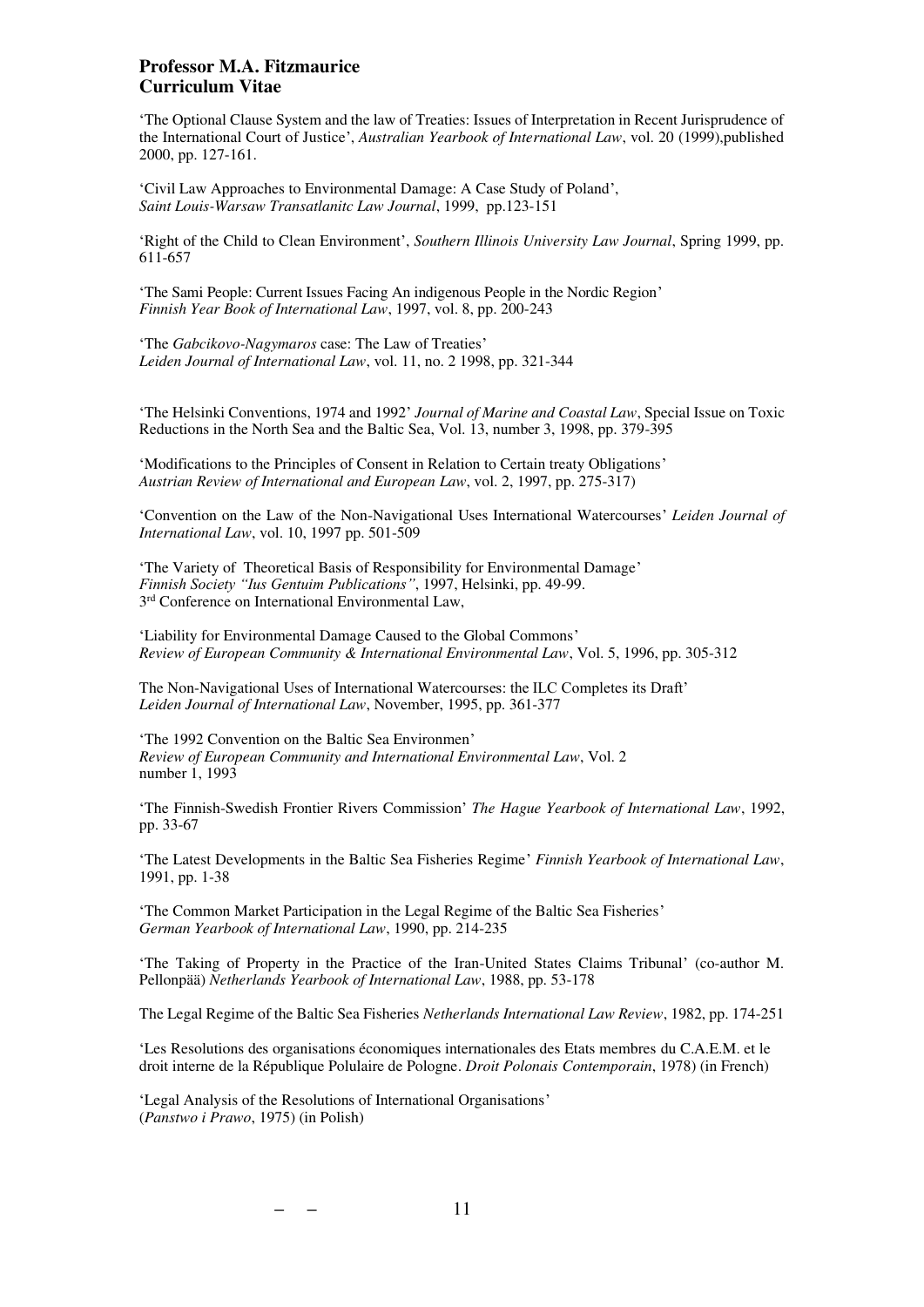'The Optional Clause System and the law of Treaties: Issues of Interpretation in Recent Jurisprudence of the International Court of Justice', *Australian Yearbook of International Law*, vol. 20 (1999),published 2000, pp. 127-161.

'Civil Law Approaches to Environmental Damage: A Case Study of Poland', *Saint Louis-Warsaw Transatlanitc Law Journal*, 1999, pp.123-151

'Right of the Child to Clean Environment', *Southern Illinois University Law Journal*, Spring 1999, pp. 611-657

'The Sami People: Current Issues Facing An indigenous People in the Nordic Region' *Finnish Year Book of International Law*, 1997, vol. 8, pp. 200-243

'The *Gabcikovo-Nagymaros* case: The Law of Treaties' *Leiden Journal of International Law*, vol. 11, no. 2 1998, pp. 321-344

'The Helsinki Conventions, 1974 and 1992' *Journal of Marine and Coastal Law*, Special Issue on Toxic Reductions in the North Sea and the Baltic Sea, Vol. 13, number 3, 1998, pp. 379-395

'Modifications to the Principles of Consent in Relation to Certain treaty Obligations' *Austrian Review of International and European Law*, vol. 2, 1997, pp. 275-317)

'Convention on the Law of the Non-Navigational Uses International Watercourses' *Leiden Journal of International Law*, vol. 10, 1997 pp. 501-509

'The Variety of Theoretical Basis of Responsibility for Environmental Damage' *Finnish Society "Ius Gentuim Publications"*, 1997, Helsinki, pp. 49-99. 3rd Conference on International Environmental Law,

'Liability for Environmental Damage Caused to the Global Commons' *Review of European Community & International Environmental Law*, Vol. 5, 1996, pp. 305-312

The Non-Navigational Uses of International Watercourses: the ILC Completes its Draft' *Leiden Journal of International Law*, November, 1995, pp. 361-377

'The 1992 Convention on the Baltic Sea Environmen' *Review of European Community and International Environmental Law*, Vol. 2 number 1, 1993

'The Finnish-Swedish Frontier Rivers Commission' *The Hague Yearbook of International Law*, 1992, pp. 33-67

'The Latest Developments in the Baltic Sea Fisheries Regime' *Finnish Yearbook of International Law*, 1991, pp. 1-38

'The Common Market Participation in the Legal Regime of the Baltic Sea Fisheries' *German Yearbook of International Law*, 1990, pp. 214-235

'The Taking of Property in the Practice of the Iran-United States Claims Tribunal' (co-author M. Pellonpää) *Netherlands Yearbook of International Law*, 1988, pp. 53-178

The Legal Regime of the Baltic Sea Fisheries *Netherlands International Law Review*, 1982, pp. 174-251

'Les Resolutions des organisations économiques internationales des Etats membres du C.A.E.M. et le droit interne de la République Polulaire de Pologne. *Droit Polonais Contemporain*, 1978) (in French)

'Legal Analysis of the Resolutions of International Organisations' (*Panstwo i Prawo*, 1975) (in Polish)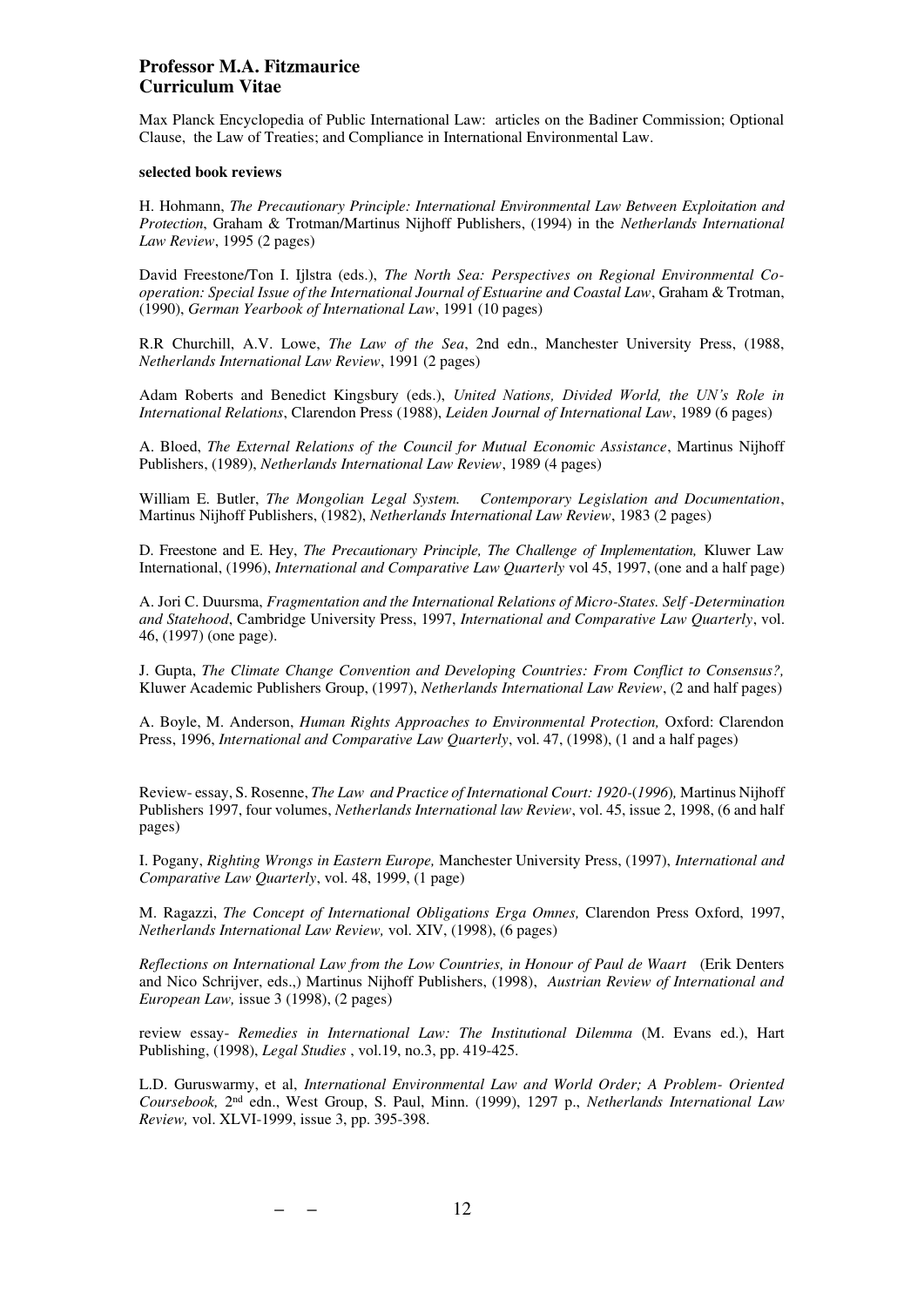Max Planck Encyclopedia of Public International Law: articles on the Badiner Commission; Optional Clause, the Law of Treaties; and Compliance in International Environmental Law.

**selected book reviews**

H. Hohmann, *The Precautionary Principle: International Environmental Law Between Exploitation and Protection*, Graham & Trotman/Martinus Nijhoff Publishers, (1994) in the *Netherlands International Law Review*, 1995 (2 pages)

David Freestone/Ton I. Ijlstra (eds.), *The North Sea: Perspectives on Regional Environmental Co-operation: Special Issue of the International Journal of Estuarine and Coastal Law*, Graham & Trotman, (1990), *German Yearbook of International Law*, 1991 (10 pages)

R.R Churchill, A.V. Lowe, *The Law of the Sea*, 2nd edn., Manchester University Press, (1988, *Netherlands International Law Review*, 1991 (2 pages)

Adam Roberts and Benedict Kingsbury (eds.), *United Nations, Divided World, the UN's Role in International Relations*, Clarendon Press (1988), *Leiden Journal of International Law*, 1989 (6 pages)

A. Bloed, *The External Relations of the Council for Mutual Economic Assistance*, Martinus Nijhoff Publishers, (1989), *Netherlands International Law Review*, 1989 (4 pages)

William E. Butler, *The Mongolian Legal System. Contemporary Legislation and Documentation*, Martinus Nijhoff Publishers, (1982), *Netherlands International Law Review*, 1983 (2 pages)

D. Freestone and E. Hey, *The Precautionary Principle, The Challenge of Implementation,* Kluwer Law International, (1996), *International and Comparative Law Quarterly* vol 45, 1997, (one and a half page)

A. Jori C. Duursma, *Fragmentation and the International Relations of Micro-States. Self -Determination and Statehood*, Cambridge University Press, 1997, *International and Comparative Law Quarterly*, vol. 46, (1997) (one page).

J. Gupta, *The Climate Change Convention and Developing Countries: From Conflict to Consensus?,* Kluwer Academic Publishers Group, (1997), *Netherlands International Law Review*, (2 and half pages)

A. Boyle, M. Anderson, *Human Rights Approaches to Environmental Protection,* Oxford: Clarendon Press, 1996, *International and Comparative Law Quarterly*, vol. 47, (1998), (1 and a half pages)

Review- essay, S. Rosenne, *The Law and Practice of International Court: 1920-(1996),* Martinus Nijhoff Publishers 1997, four volumes, *Netherlands International law Review*, vol. 45, issue 2, 1998, (6 and half pages)

I. Pogany, *Righting Wrongs in Eastern Europe,* Manchester University Press, (1997), *International and Comparative Law Quarterly*, vol. 48, 1999, (1 page)

M. Ragazzi, *The Concept of International Obligations Erga Omnes,* Clarendon Press Oxford, 1997, *Netherlands International Law Review,* vol. XIV, (1998), (6 pages)

*Reflections on International Law from the Low Countries, in Honour of Paul de Waart* (Erik Denters and Nico Schrijver, eds.,) Martinus Nijhoff Publishers, (1998), *Austrian Review of International and European Law,* issue 3 (1998), (2 pages)

review essay- *Remedies in International Law: The Institutional Dilemma* (M. Evans ed.), Hart Publishing, (1998), *Legal Studies* , vol.19, no.3, pp. 419-425.

L.D. Guruswarmy, et al, *International Environmental Law and World Order; A Problem- Oriented Coursebook,* 2nd edn., West Group, S. Paul, Minn. (1999), 1297 p., *Netherlands International Law Review,* vol. XLVI-1999, issue 3, pp. 395-398.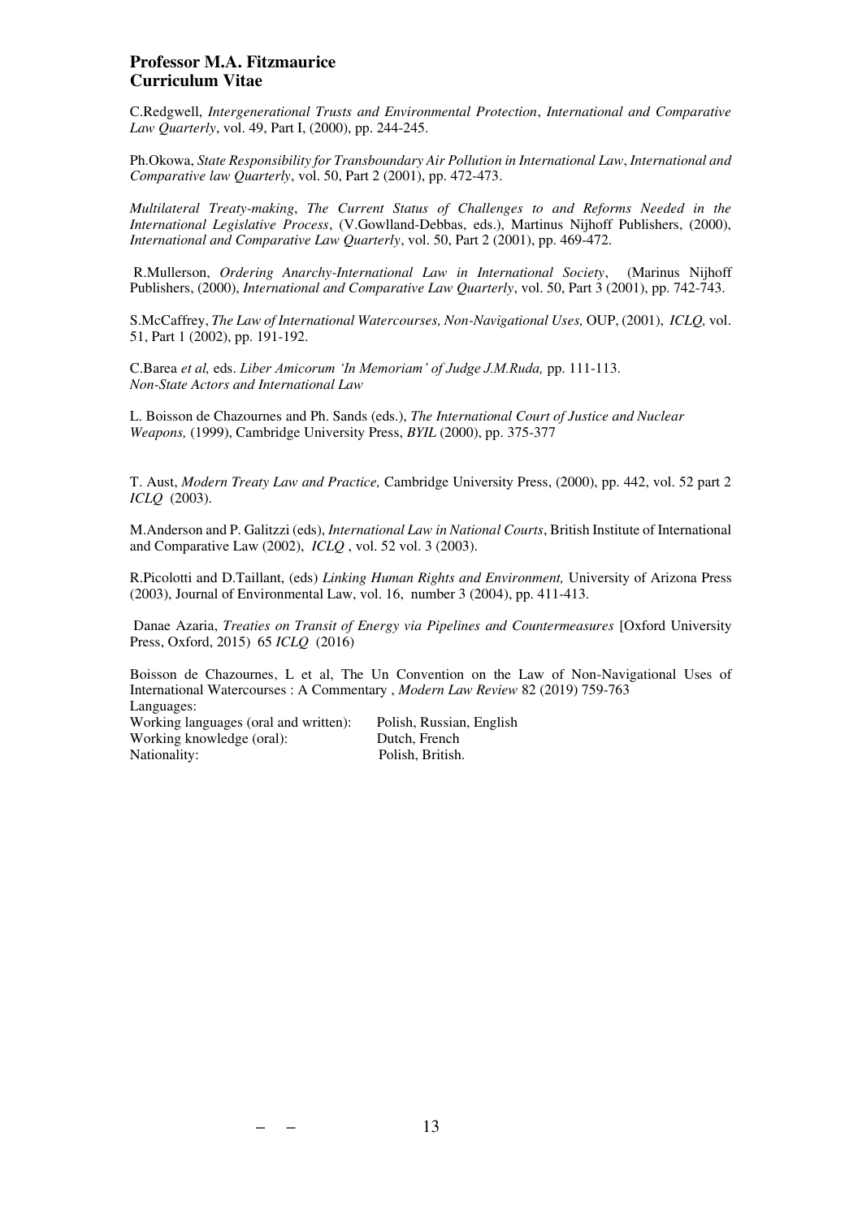**Professor M.A. Fitzmaurice**
**Curriculum Vitae**

C.Redgwell, *Intergenerational Trusts and Environmental Protection*, *International and Comparative Law Quarterly*, vol. 49, Part I, (2000), pp. 244-245.

Ph.Okowa, *State Responsibility for Transboundary Air Pollution in International Law*, *International and Comparative law Quarterly*, vol. 50, Part 2 (2001), pp. 472-473.

*Multilateral Treaty-making*, *The Current Status of Challenges to and Reforms Needed in the International Legislative Process*, (V.Gowlland-Debbas, eds.), Martinus Nijhoff Publishers, (2000), *International and Comparative Law Quarterly*, vol. 50, Part 2 (2001), pp. 469-472.

R.Mullerson, *Ordering Anarchy-International Law in International Society*, (Marinus Nijhoff Publishers, (2000), *International and Comparative Law Quarterly*, vol. 50, Part 3 (2001), pp. 742-743.

S.McCaffrey, *The Law of International Watercourses, Non-Navigational Uses,* OUP, (2001), *ICLQ,* vol. 51, Part 1 (2002), pp. 191-192.

C.Barea *et al,* eds. *Liber Amicorum 'In Memoriam' of Judge J.M.Ruda,* pp. 111-113.
*Non-State Actors and International Law*

L. Boisson de Chazournes and Ph. Sands (eds.), *The International Court of Justice and Nuclear Weapons,* (1999), Cambridge University Press, *BYIL* (2000), pp. 375-377

T. Aust, *Modern Treaty Law and Practice,* Cambridge University Press, (2000), pp. 442, vol. 52 part 2 *ICLQ* (2003).

M.Anderson and P. Galitzzi (eds), *International Law in National Courts*, British Institute of International and Comparative Law (2002), *ICLQ* , vol. 52 vol. 3 (2003).

R.Picolotti and D.Taillant, (eds) *Linking Human Rights and Environment,* University of Arizona Press (2003), Journal of Environmental Law, vol. 16, number 3 (2004), pp. 411-413.

Danae Azaria, *Treaties on Transit of Energy via Pipelines and Countermeasures* [Oxford University Press, Oxford, 2015) 65 *ICLQ* (2016)

Boisson de Chazournes, L et al, The Un Convention on the Law of Non-Navigational Uses of International Watercourses : A Commentary , *Modern Law Review* 82 (2019) 759-763

Languages:

| | |
|---|---|
| Working languages (oral and written): | Polish, Russian, English |
| Working knowledge (oral): | Dutch, French |
| Nationality: | Polish, British. |